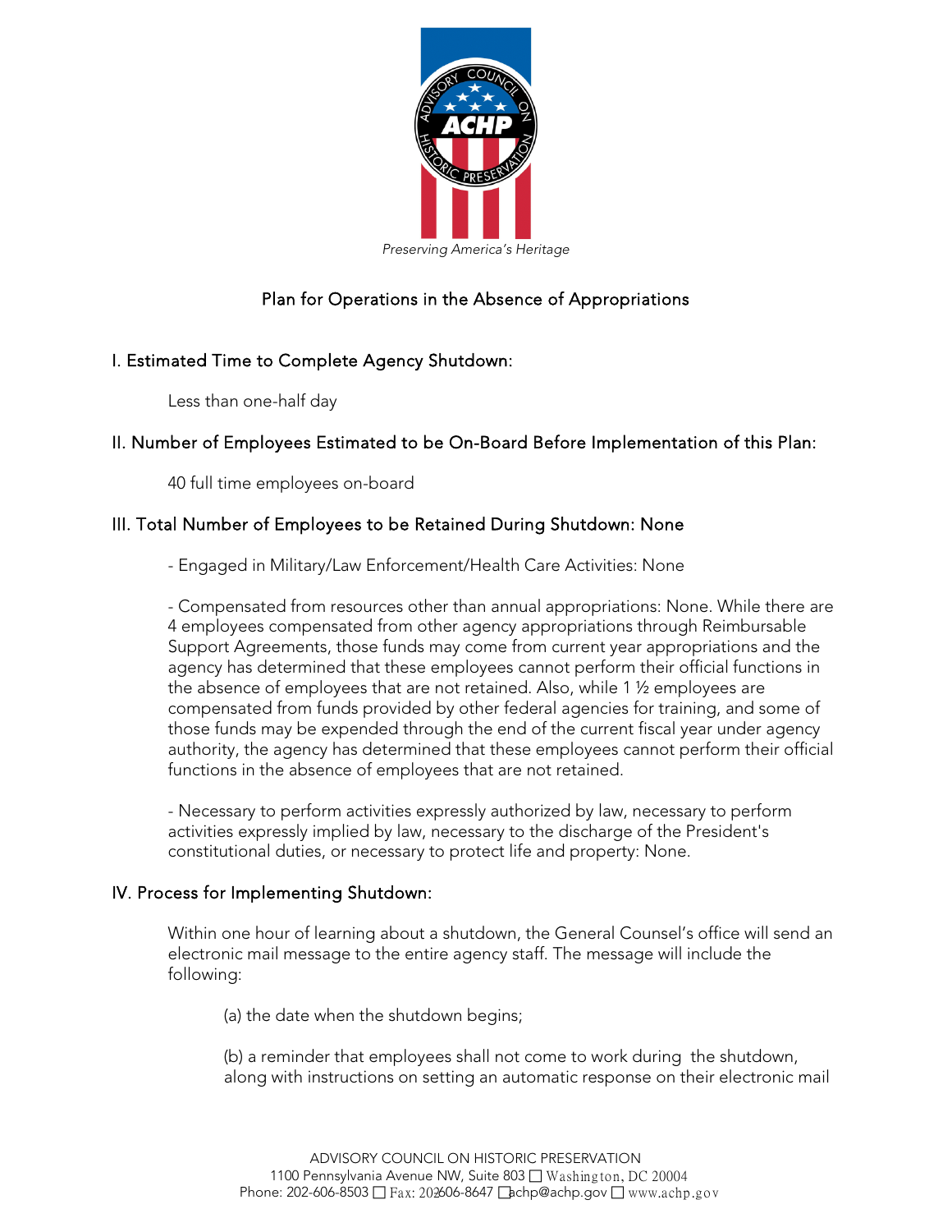*Preserving America's Heritage*

# Plan for Operations in the Absence of Appropriations

## I. Estimated Time to Complete Agency Shutdown:

Less than one-half day

## II. Number of Employees Estimated to be On-Board Before Implementation of this Plan:

40 full time employees on-board

## III. Total Number of Employees to be Retained During Shutdown: None

- Engaged in Military/Law Enforcement/Health Care Activities: None

- Compensated from resources other than annual appropriations: None. While there are 4 employees compensated from other agency appropriations through Reimbursable Support Agreements, those funds may come from current year appropriations and the agency has determined that these employees cannot perform their official functions in the absence of employees that are not retained. Also, while 1 ½ employees are compensated from funds provided by other federal agencies for training, and some of those funds may be expended through the end of the current fiscal year under agency authority, the agency has determined that these employees cannot perform their official functions in the absence of employees that are not retained.

- Necessary to perform activities expressly authorized by law, necessary to perform activities expressly implied by law, necessary to the discharge of the President's constitutional duties, or necessary to protect life and property: None.

## IV. Process for Implementing Shutdown:

Within one hour of learning about a shutdown, the General Counsel's office will send an electronic mail message to the entire agency staff. The message will include the following:

(a) the date when the shutdown begins;

(b) a reminder that employees shall not come to work during the shutdown, along with instructions on setting an automatic response on their electronic mail

ADVISORY COUNCIL ON HISTORIC PRESERVATION
1100 Pennsylvania Avenue NW, Suite 803 ☐ Washington, DC 20004
Phone: 202-606-8503 ☐ Fax: 202-606-8647 ☐ achp@achp.gov ☐ www.achp.gov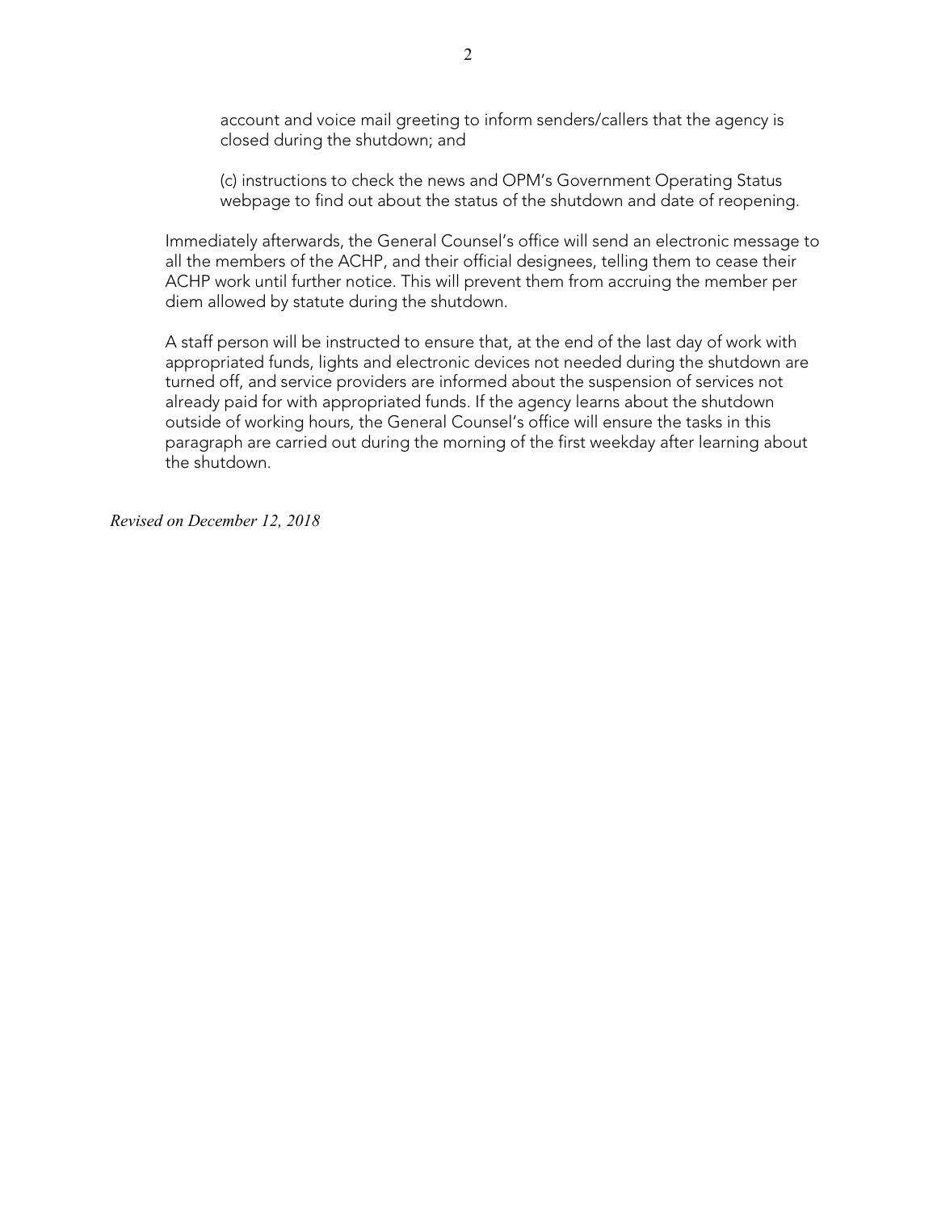account and voice mail greeting to inform senders/callers that the agency is closed during the shutdown; and

(c) instructions to check the news and OPM's Government Operating Status webpage to find out about the status of the shutdown and date of reopening.

Immediately afterwards, the General Counsel's office will send an electronic message to all the members of the ACHP, and their official designees, telling them to cease their ACHP work until further notice. This will prevent them from accruing the member per diem allowed by statute during the shutdown.

A staff person will be instructed to ensure that, at the end of the last day of work with appropriated funds, lights and electronic devices not needed during the shutdown are turned off, and service providers are informed about the suspension of services not already paid for with appropriated funds. If the agency learns about the shutdown outside of working hours, the General Counsel's office will ensure the tasks in this paragraph are carried out during the morning of the first weekday after learning about the shutdown.

*Revised on December 12, 2018*